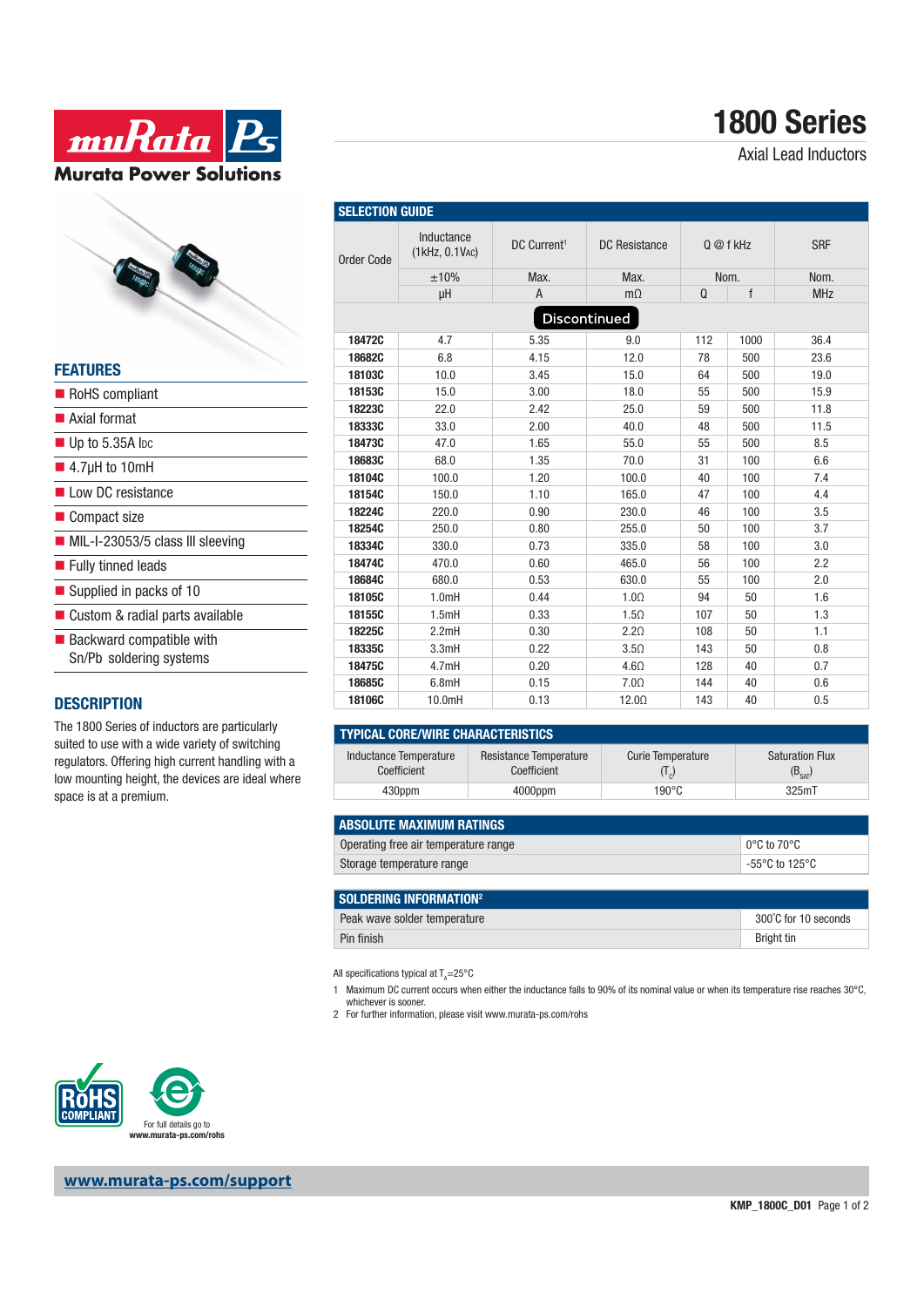# 1800 Series

## Axial Lead Inductors

Murata Power Solutions

## FEATURES

- RoHS compliant
- Axial format
- Up to 5.35A IDC
- 4.7μH to 10mH
- Low DC resistance
- Compact size
- MIL-I-23053/5 class III sleeving
- Fully tinned leads
- Supplied in packs of 10
- Custom & radial parts available
- Backward compatible with Sn/Pb soldering systems

## DESCRIPTION

The 1800 Series of inductors are particularly suited to use with a wide variety of switching regulators. Offering high current handling with a low mounting height, the devices are ideal where space is at a premium.

## SELECTION GUIDE

| Order Code | Inductance (1kHz, 0.1VAC) | DC Current[1] | DC Resistance | Q @ f kHz | | SRF |
|---|---|---|---|---|---|---|
| | ±10% | Max. | Max. | Nom. | | Nom. |
| | μH | A | mΩ | Q | f | MHz |
| Discontinued | | | | | | |
| 18472C | 4.7 | 5.35 | 9.0 | 112 | 1000 | 36.4 |
| 18682C | 6.8 | 4.15 | 12.0 | 78 | 500 | 23.6 |
| 18103C | 10.0 | 3.45 | 15.0 | 64 | 500 | 19.0 |
| 18153C | 15.0 | 3.00 | 18.0 | 55 | 500 | 15.9 |
| 18223C | 22.0 | 2.42 | 25.0 | 59 | 500 | 11.8 |
| 18333C | 33.0 | 2.00 | 40.0 | 48 | 500 | 11.5 |
| 18473C | 47.0 | 1.65 | 55.0 | 55 | 500 | 8.5 |
| 18683C | 68.0 | 1.35 | 70.0 | 31 | 100 | 6.6 |
| 18104C | 100.0 | 1.20 | 100.0 | 40 | 100 | 7.4 |
| 18154C | 150.0 | 1.10 | 165.0 | 47 | 100 | 4.4 |
| 18224C | 220.0 | 0.90 | 230.0 | 46 | 100 | 3.5 |
| 18254C | 250.0 | 0.80 | 255.0 | 50 | 100 | 3.7 |
| 18334C | 330.0 | 0.73 | 335.0 | 58 | 100 | 3.0 |
| 18474C | 470.0 | 0.60 | 465.0 | 56 | 100 | 2.2 |
| 18684C | 680.0 | 0.53 | 630.0 | 55 | 100 | 2.0 |
| 18105C | 1.0mH | 0.44 | 1.0Ω | 94 | 50 | 1.6 |
| 18155C | 1.5mH | 0.33 | 1.5Ω | 107 | 50 | 1.3 |
| 18225C | 2.2mH | 0.30 | 2.2Ω | 108 | 50 | 1.1 |
| 18335C | 3.3mH | 0.22 | 3.5Ω | 143 | 50 | 0.8 |
| 18475C | 4.7mH | 0.20 | 4.6Ω | 128 | 40 | 0.7 |
| 18685C | 6.8mH | 0.15 | 7.0Ω | 144 | 40 | 0.6 |
| 18106C | 10.0mH | 0.13 | 12.0Ω | 143 | 40 | 0.5 |

## TYPICAL CORE/WIRE CHARACTERISTICS

| Inductance Temperature Coefficient | Resistance Temperature Coefficient | Curie Temperature ($T_c$) | Saturation Flux ($B_{SAT}$) |
|---|---|---|---|
| 430ppm | 4000ppm | 190°C | 325mT |

## ABSOLUTE MAXIMUM RATINGS

| | |
|---|---|
| Operating free air temperature range | 0°C to 70°C |
| Storage temperature range | -55°C to 125°C |

## SOLDERING INFORMATION[2]

| | |
|---|---|
| Peak wave solder temperature | 300°C for 10 seconds |
| Pin finish | Bright tin |

All specifications typical at $T_A$=25°C

1 Maximum DC current occurs when either the inductance falls to 90% of its nominal value or when its temperature rise reaches 30°C, whichever is sooner.

2 For further information, please visit www.murata-ps.com/rohs

RoHS COMPLIANT

For full details go to www.murata-ps.com/rohs

www.murata-ps.com/support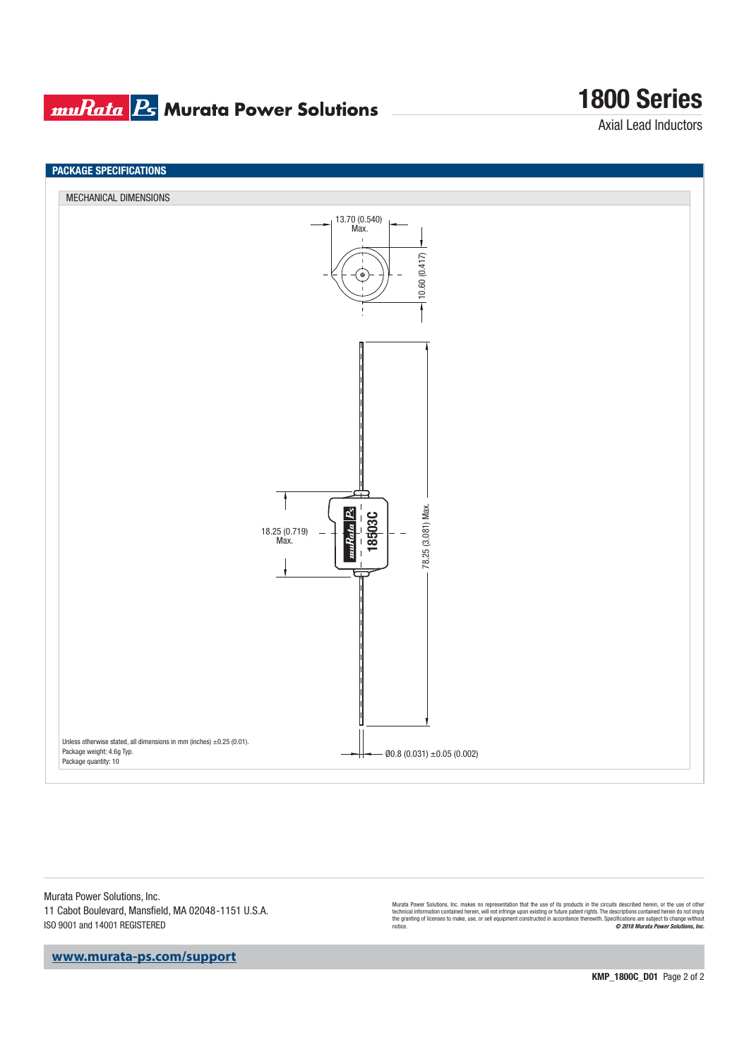## PACKAGE SPECIFICATIONS

### MECHANICAL DIMENSIONS

13.70 (0.540) Max.

10.60 (0.417)

18.25 (0.719) Max.

78.25 (3.081) Max.

18503C

Ø0.8 (0.031) ±0.05 (0.002)

Unless otherwise stated, all dimensions in mm (inches) ±0.25 (0.01).
Package weight: 4.6g Typ.
Package quantity: 10

Murata Power Solutions, Inc.
11 Cabot Boulevard, Mansfield, MA 02048-1151 U.S.A.
ISO 9001 and 14001 REGISTERED

Murata Power Solutions, Inc. makes no representation that the use of its products in the circuits described herein, or the use of other technical information contained herein, will not infringe upon existing or future patent rights. The descriptions contained herein do not imply the granting of licenses to make, use, or sell equipment constructed in accordance therewith. Specifications are subject to change without notice.
***© 2018 Murata Power Solutions, Inc.***

**www.murata-ps.com/support**

**KMP_1800C_D01**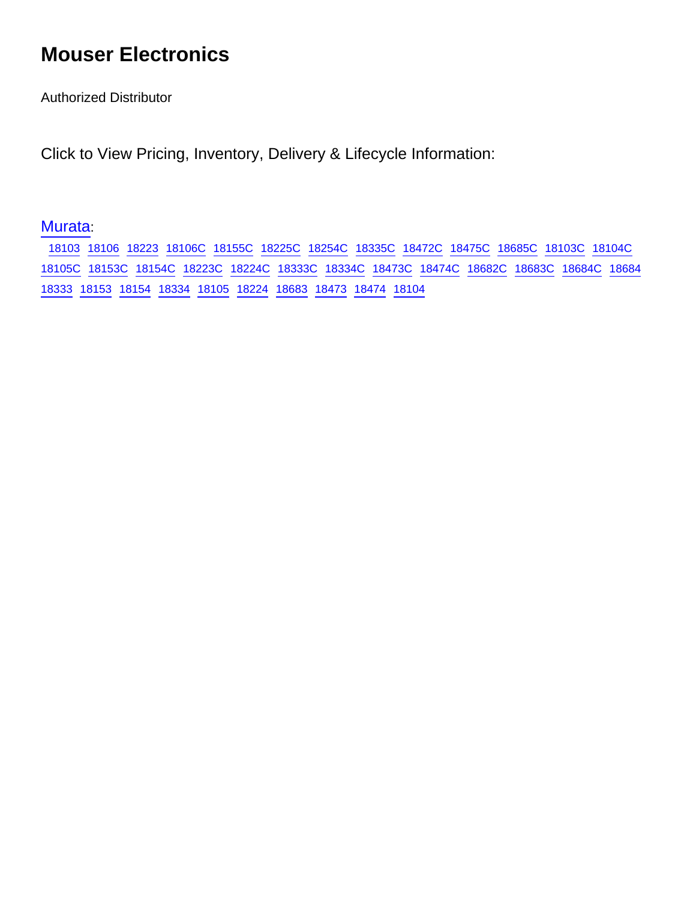# Mouser Electronics

Authorized Distributor

Click to View Pricing, Inventory, Delivery & Lifecycle Information:

Murata:

18103 18106 18223 18106C 18155C 18225C 18254C 18335C 18472C 18475C 18685C 18103C 18104C 18105C 18153C 18154C 18223C 18224C 18333C 18334C 18473C 18474C 18682C 18683C 18684C 18684 18333 18153 18154 18334 18105 18224 18683 18473 18474 18104